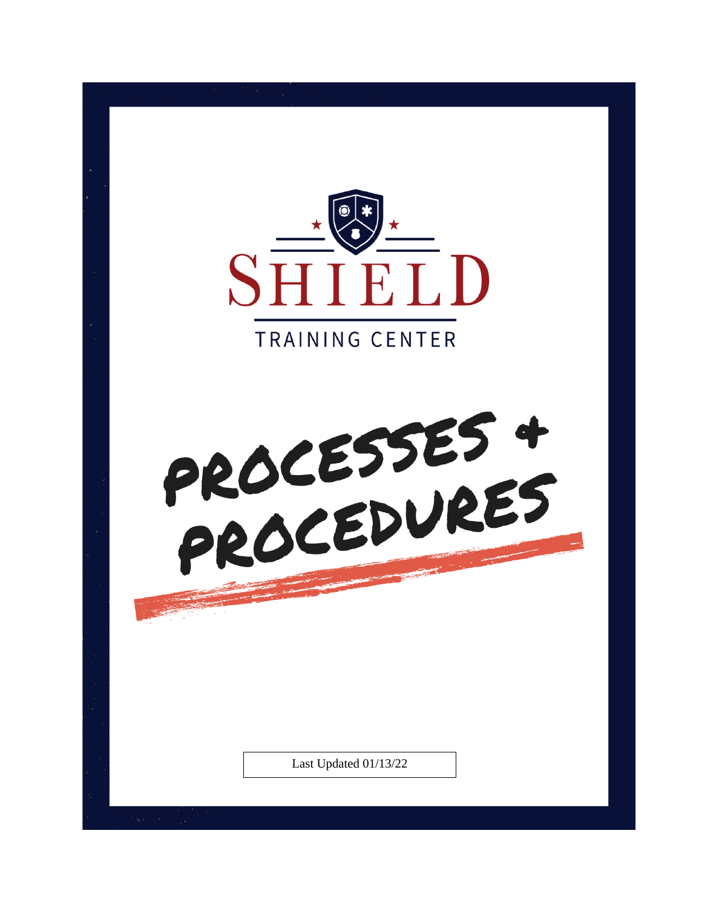# SHIELD

TRAINING CENTER

# PROCESSES + PROCEDURES

Last Updated 01/13/22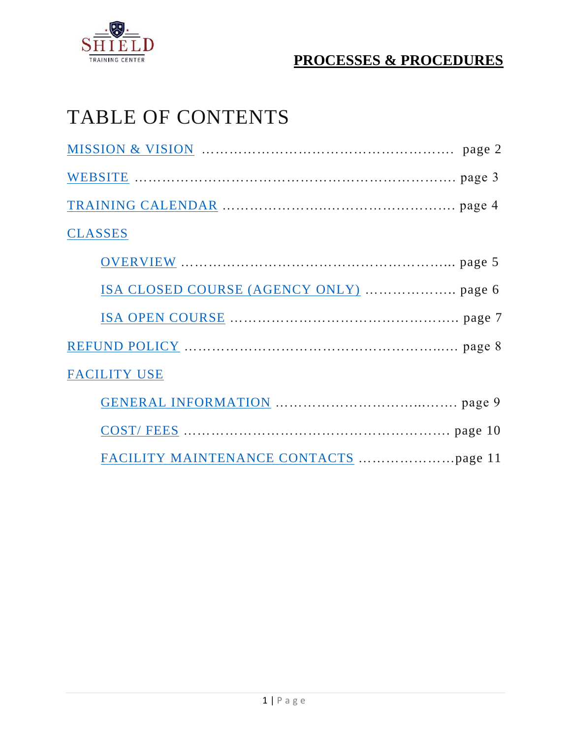**PROCESSES & PROCEDURES**

# TABLE OF CONTENTS

MISSION & VISION ………………………………………………. page 2

WEBSITE ………………………………………………………………. page 3

TRAINING CALENDAR …………………………………………… page 4

CLASSES

- OVERVIEW ……………………………………………………….. page 5
- ISA CLOSED COURSE (AGENCY ONLY) ………………. page 6
- ISA OPEN COURSE ………………………………………….. page 7

REFUND POLICY …………………………………………………… page 8

FACILITY USE

- GENERAL INFORMATION ………………………………… page 9
- COST/ FEES ……………………………………………………. page 10
- FACILITY MAINTENANCE CONTACTS …………………page 11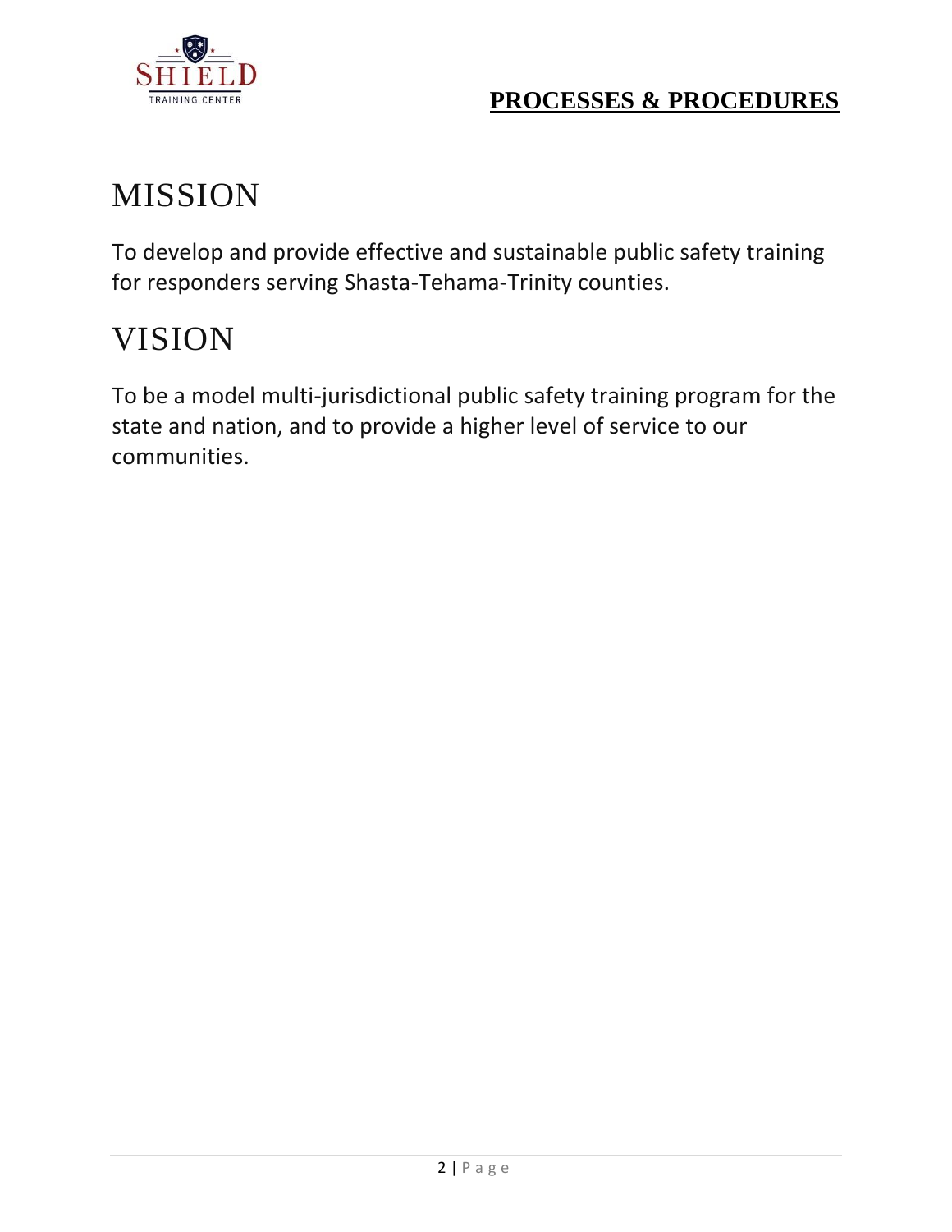# MISSION

To develop and provide effective and sustainable public safety training for responders serving Shasta-Tehama-Trinity counties.

# VISION

To be a model multi-jurisdictional public safety training program for the state and nation, and to provide a higher level of service to our communities.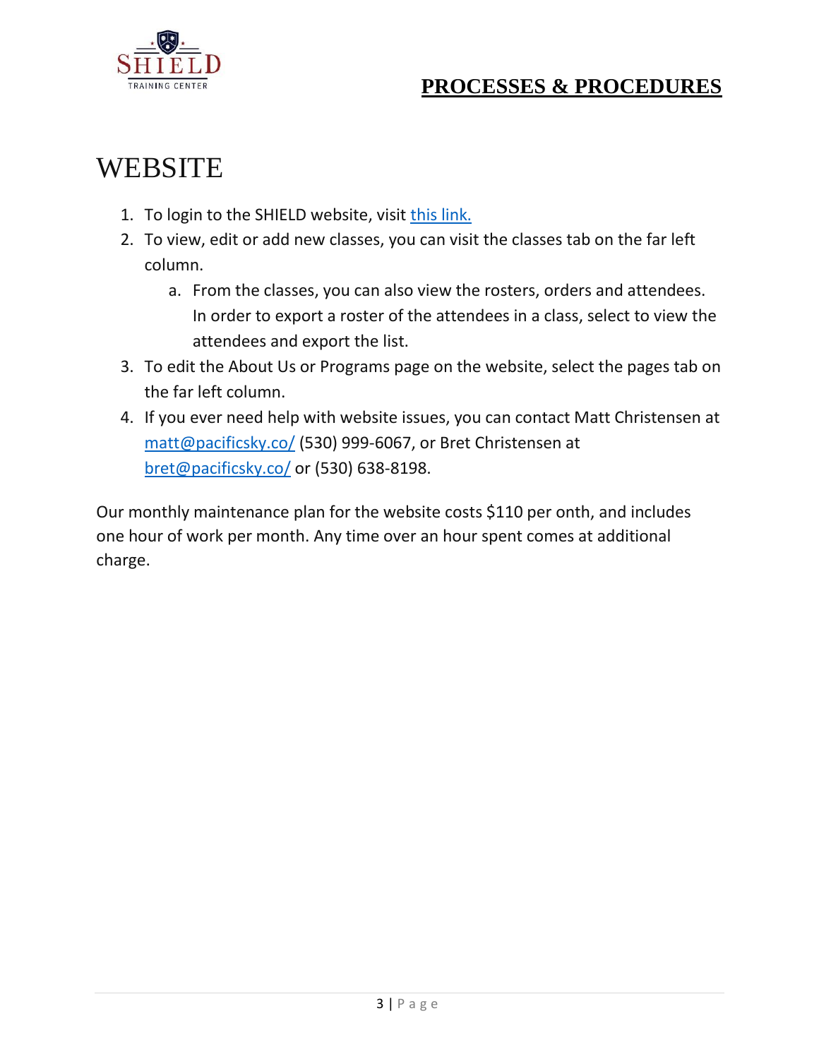# WEBSITE

1. To login to the SHIELD website, visit this link.
2. To view, edit or add new classes, you can visit the classes tab on the far left column.
   a. From the classes, you can also view the rosters, orders and attendees. In order to export a roster of the attendees in a class, select to view the attendees and export the list.
3. To edit the About Us or Programs page on the website, select the pages tab on the far left column.
4. If you ever need help with website issues, you can contact Matt Christensen at matt@pacificsky.co/ (530) 999-6067, or Bret Christensen at bret@pacificsky.co/ or (530) 638-8198.

Our monthly maintenance plan for the website costs $110 per onth, and includes one hour of work per month. Any time over an hour spent comes at additional charge.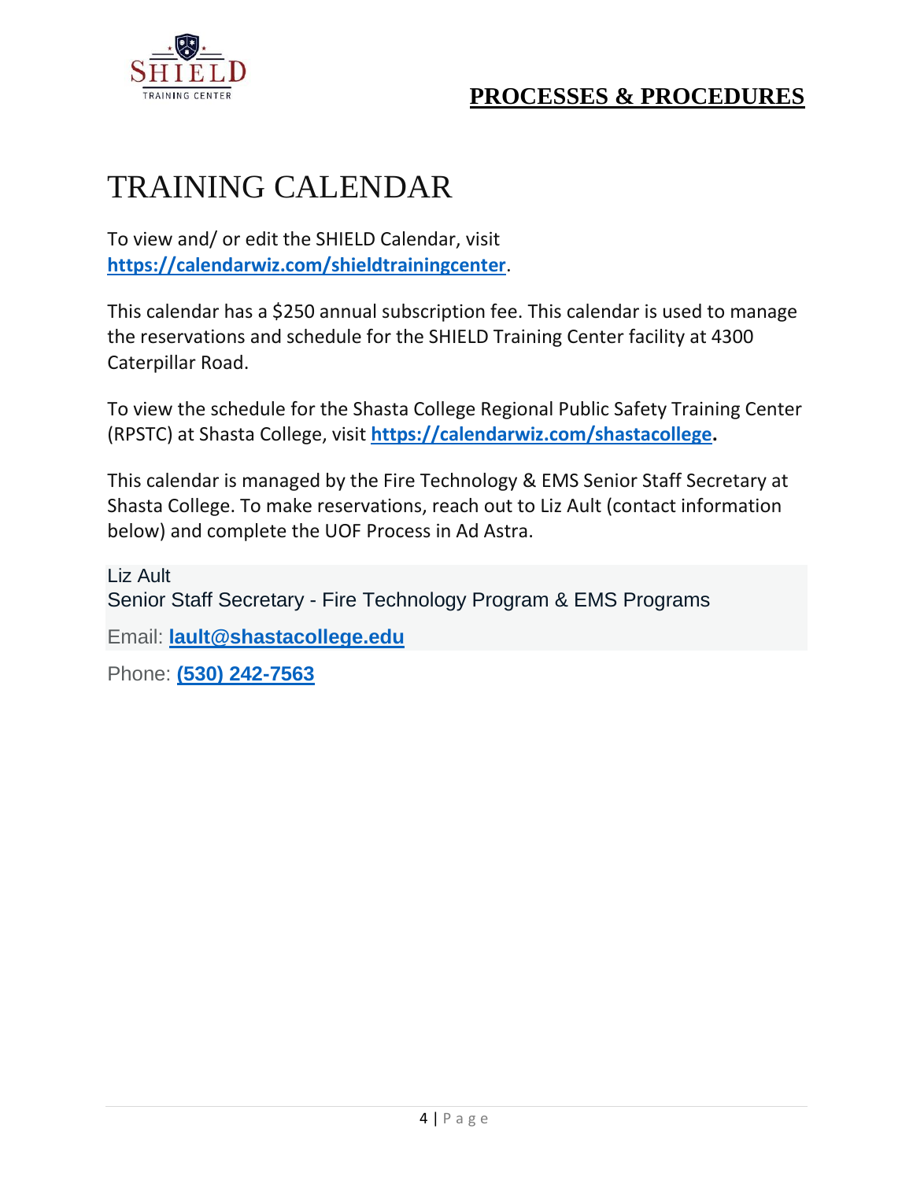# TRAINING CALENDAR

To view and/ or edit the SHIELD Calendar, visit **https://calendarwiz.com/shieldtrainingcenter**.

This calendar has a $250 annual subscription fee. This calendar is used to manage the reservations and schedule for the SHIELD Training Center facility at 4300 Caterpillar Road.

To view the schedule for the Shasta College Regional Public Safety Training Center (RPSTC) at Shasta College, visit **https://calendarwiz.com/shastacollege.**

This calendar is managed by the Fire Technology & EMS Senior Staff Secretary at Shasta College. To make reservations, reach out to Liz Ault (contact information below) and complete the UOF Process in Ad Astra.

Liz Ault
Senior Staff Secretary - Fire Technology Program & EMS Programs

Email: **lault@shastacollege.edu**

Phone: **(530) 242-7563**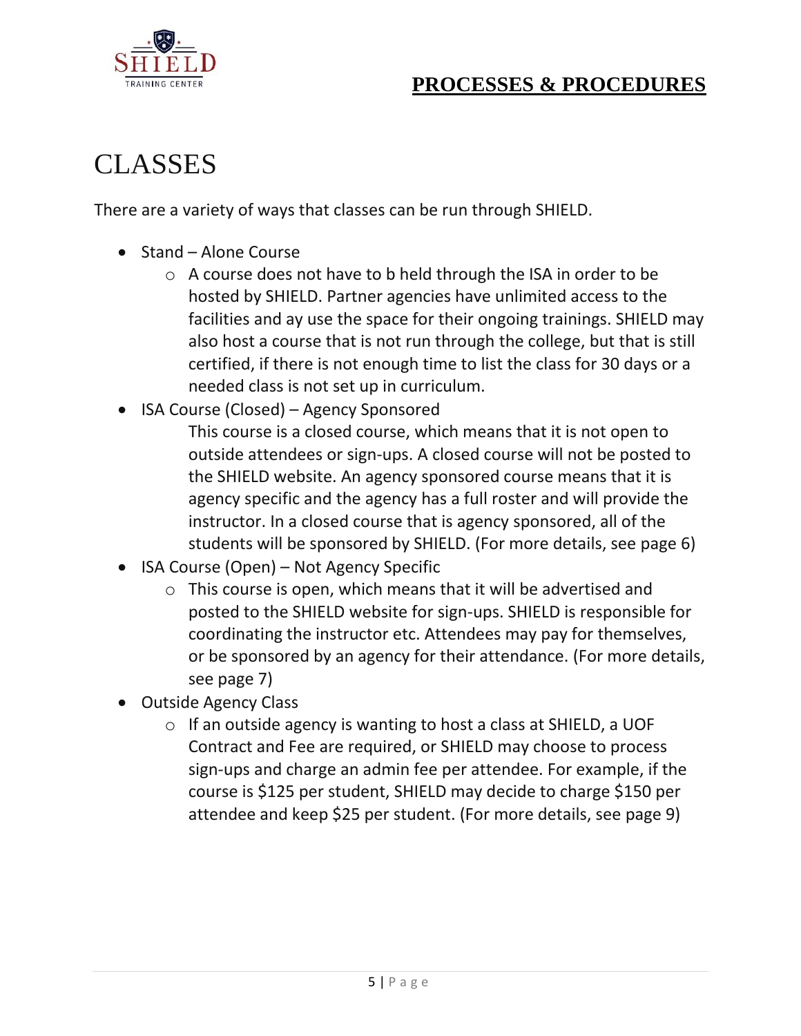# CLASSES

There are a variety of ways that classes can be run through SHIELD.

- Stand – Alone Course
  - A course does not have to b held through the ISA in order to be hosted by SHIELD. Partner agencies have unlimited access to the facilities and ay use the space for their ongoing trainings. SHIELD may also host a course that is not run through the college, but that is still certified, if there is not enough time to list the class for 30 days or a needed class is not set up in curriculum.
- ISA Course (Closed) – Agency Sponsored

  This course is a closed course, which means that it is not open to outside attendees or sign-ups. A closed course will not be posted to the SHIELD website. An agency sponsored course means that it is agency specific and the agency has a full roster and will provide the instructor. In a closed course that is agency sponsored, all of the students will be sponsored by SHIELD. (For more details, see page 6)
- ISA Course (Open) – Not Agency Specific
  - This course is open, which means that it will be advertised and posted to the SHIELD website for sign-ups. SHIELD is responsible for coordinating the instructor etc. Attendees may pay for themselves, or be sponsored by an agency for their attendance. (For more details, see page 7)
- Outside Agency Class
  - If an outside agency is wanting to host a class at SHIELD, a UOF Contract and Fee are required, or SHIELD may choose to process sign-ups and charge an admin fee per attendee. For example, if the course is $125 per student, SHIELD may decide to charge $150 per attendee and keep $25 per student. (For more details, see page 9)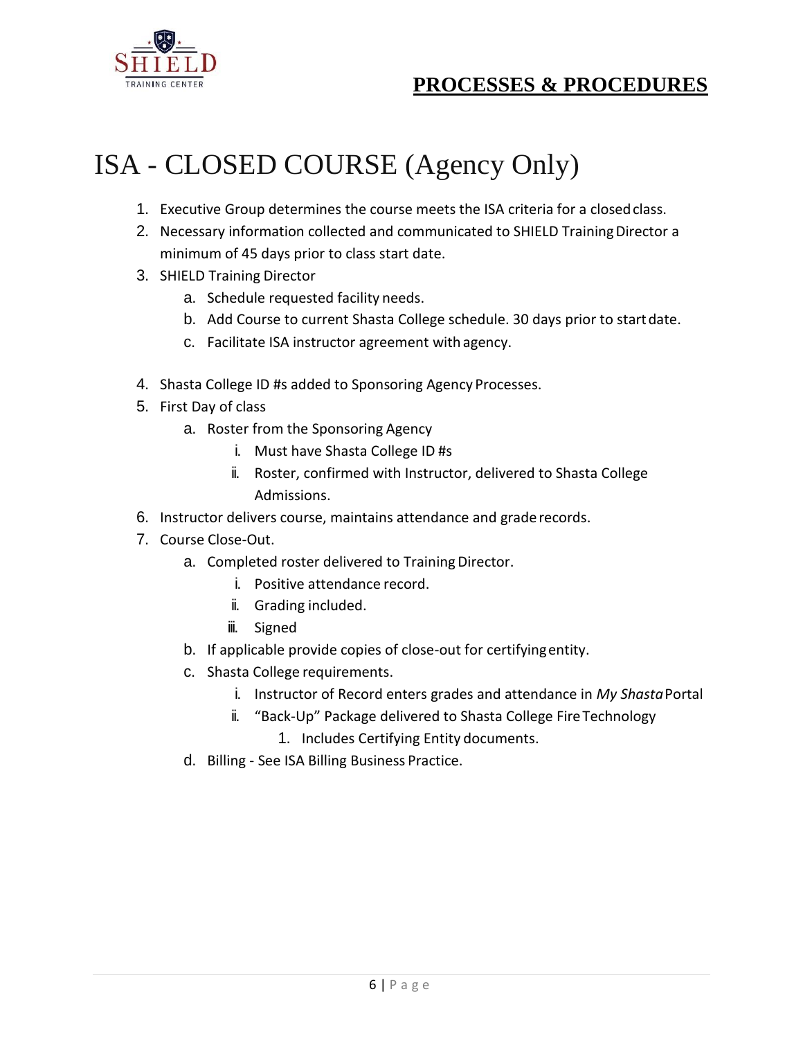# ISA - CLOSED COURSE (Agency Only)

1. Executive Group determines the course meets the ISA criteria for a closed class.
2. Necessary information collected and communicated to SHIELD Training Director a minimum of 45 days prior to class start date.
3. SHIELD Training Director
   a. Schedule requested facility needs.
   b. Add Course to current Shasta College schedule. 30 days prior to start date.
   c. Facilitate ISA instructor agreement with agency.
4. Shasta College ID #s added to Sponsoring Agency Processes.
5. First Day of class
   a. Roster from the Sponsoring Agency
      i. Must have Shasta College ID #s
      ii. Roster, confirmed with Instructor, delivered to Shasta College Admissions.
6. Instructor delivers course, maintains attendance and grade records.
7. Course Close-Out.
   a. Completed roster delivered to Training Director.
      i. Positive attendance record.
      ii. Grading included.
      iii. Signed
   b. If applicable provide copies of close-out for certifying entity.
   c. Shasta College requirements.
      i. Instructor of Record enters grades and attendance in *My Shasta* Portal
      ii. "Back-Up" Package delivered to Shasta College Fire Technology
         1. Includes Certifying Entity documents.
   d. Billing - See ISA Billing Business Practice.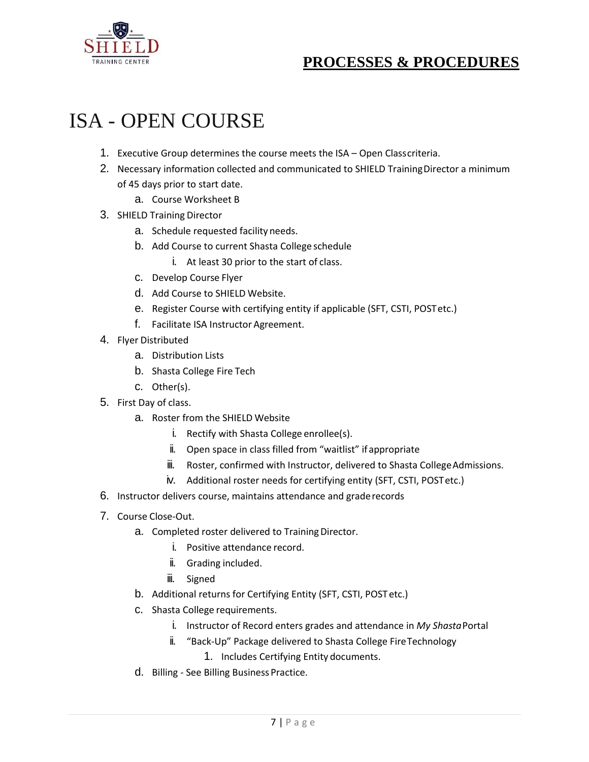# ISA - OPEN COURSE

1. Executive Group determines the course meets the ISA – Open Class criteria.
2. Necessary information collected and communicated to SHIELD Training Director a minimum of 45 days prior to start date.
    a. Course Worksheet B
3. SHIELD Training Director
    a. Schedule requested facility needs.
    b. Add Course to current Shasta College schedule
        i. At least 30 prior to the start of class.
    c. Develop Course Flyer
    d. Add Course to SHIELD Website.
    e. Register Course with certifying entity if applicable (SFT, CSTI, POST etc.)
    f. Facilitate ISA Instructor Agreement.
4. Flyer Distributed
    a. Distribution Lists
    b. Shasta College Fire Tech
    c. Other(s).
5. First Day of class.
    a. Roster from the SHIELD Website
        i. Rectify with Shasta College enrollee(s).
        ii. Open space in class filled from "waitlist" if appropriate
        iii. Roster, confirmed with Instructor, delivered to Shasta College Admissions.
        iv. Additional roster needs for certifying entity (SFT, CSTI, POST etc.)
6. Instructor delivers course, maintains attendance and grade records
7. Course Close-Out.
    a. Completed roster delivered to Training Director.
        i. Positive attendance record.
        ii. Grading included.
        iii. Signed
    b. Additional returns for Certifying Entity (SFT, CSTI, POST etc.)
    c. Shasta College requirements.
        i. Instructor of Record enters grades and attendance in *My Shasta* Portal
        ii. "Back-Up" Package delivered to Shasta College Fire Technology
            1. Includes Certifying Entity documents.
    d. Billing - See Billing Business Practice.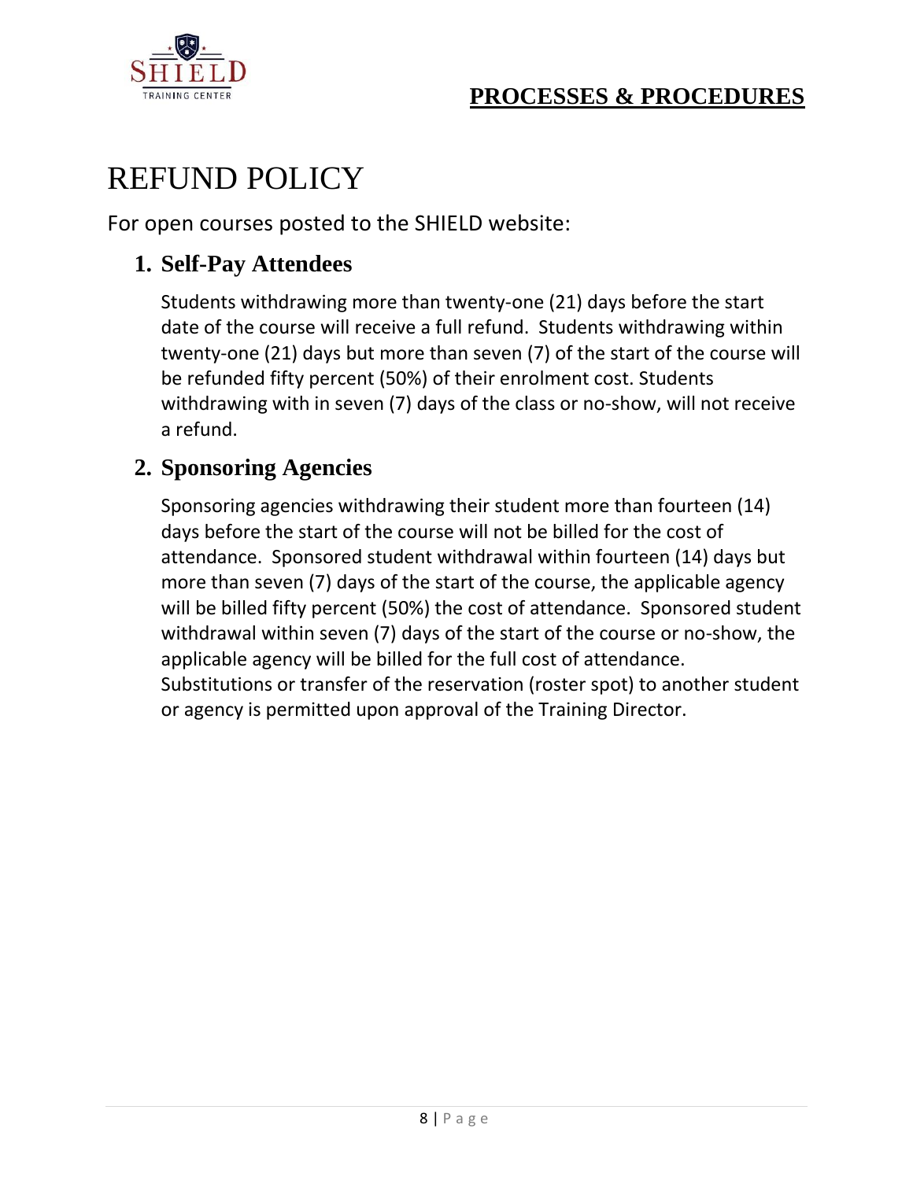# REFUND POLICY

For open courses posted to the SHIELD website:

1. **Self-Pay Attendees**

   Students withdrawing more than twenty-one (21) days before the start date of the course will receive a full refund. Students withdrawing within twenty-one (21) days but more than seven (7) of the start of the course will be refunded fifty percent (50%) of their enrolment cost. Students withdrawing with in seven (7) days of the class or no-show, will not receive a refund.

2. **Sponsoring Agencies**

   Sponsoring agencies withdrawing their student more than fourteen (14) days before the start of the course will not be billed for the cost of attendance. Sponsored student withdrawal within fourteen (14) days but more than seven (7) days of the start of the course, the applicable agency will be billed fifty percent (50%) the cost of attendance. Sponsored student withdrawal within seven (7) days of the start of the course or no-show, the applicable agency will be billed for the full cost of attendance. Substitutions or transfer of the reservation (roster spot) to another student or agency is permitted upon approval of the Training Director.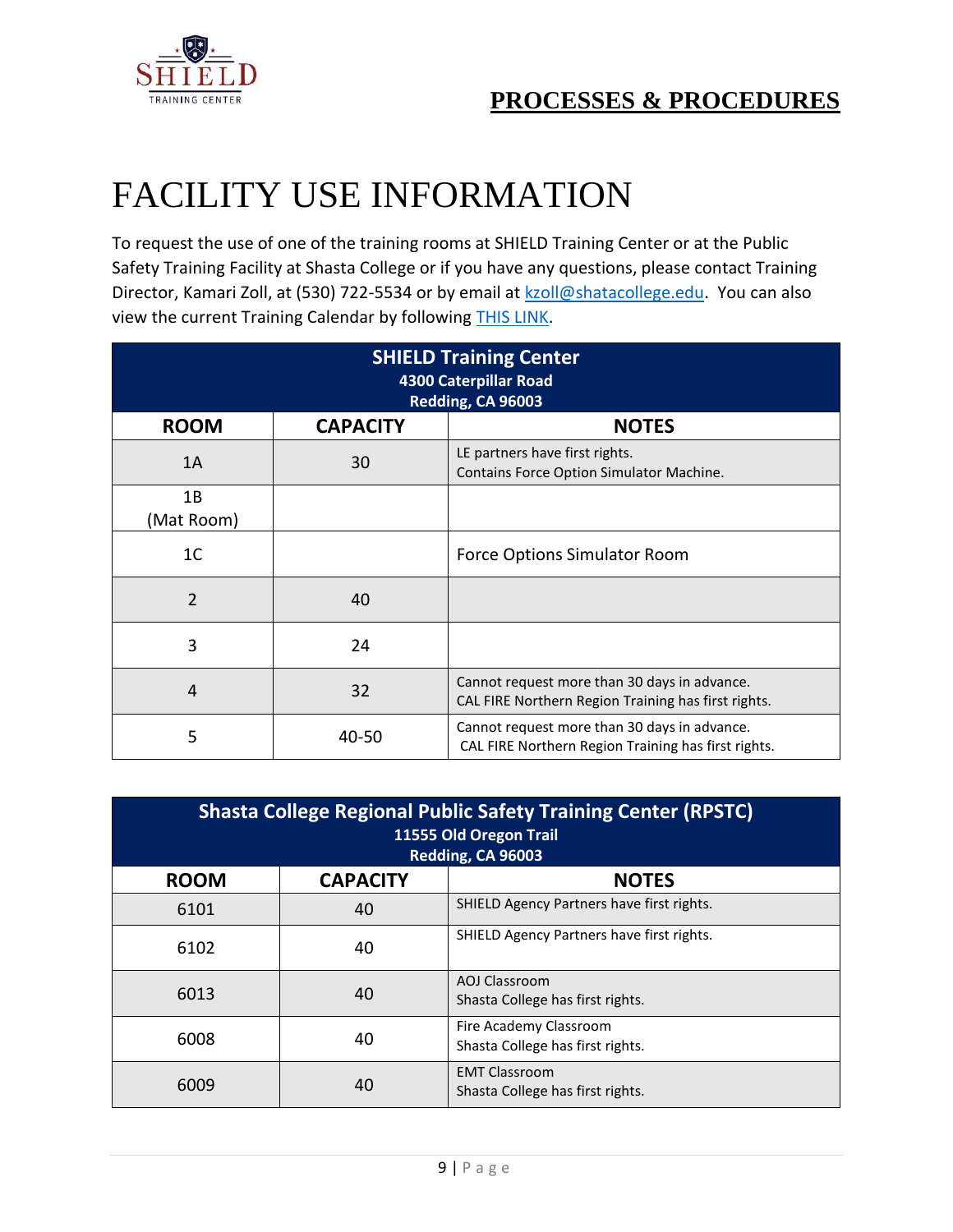# FACILITY USE INFORMATION

To request the use of one of the training rooms at SHIELD Training Center or at the Public Safety Training Facility at Shasta College or if you have any questions, please contact Training Director, Kamari Zoll, at (530) 722-5534 or by email at [kzoll@shatacollege.edu](mailto:kzoll@shatacollege.edu). You can also view the current Training Calendar by following [THIS LINK](#).

| **SHIELD Training Center**<br>**4300 Caterpillar Road**<br>**Redding, CA 96003** | | |
|---|---|---|
| **ROOM** | **CAPACITY** | **NOTES** |
| 1A | 30 | LE partners have first rights.<br>Contains Force Option Simulator Machine. |
| 1B<br>(Mat Room) | | |
| 1C | | Force Options Simulator Room |
| 2 | 40 | |
| 3 | 24 | |
| 4 | 32 | Cannot request more than 30 days in advance.<br>CAL FIRE Northern Region Training has first rights. |
| 5 | 40-50 | Cannot request more than 30 days in advance.<br>CAL FIRE Northern Region Training has first rights. |

| **Shasta College Regional Public Safety Training Center (RPSTC)**<br>**11555 Old Oregon Trail**<br>**Redding, CA 96003** | | |
|---|---|---|
| **ROOM** | **CAPACITY** | **NOTES** |
| 6101 | 40 | SHIELD Agency Partners have first rights. |
| 6102 | 40 | SHIELD Agency Partners have first rights. |
| 6013 | 40 | AOJ Classroom<br>Shasta College has first rights. |
| 6008 | 40 | Fire Academy Classroom<br>Shasta College has first rights. |
| 6009 | 40 | EMT Classroom<br>Shasta College has first rights. |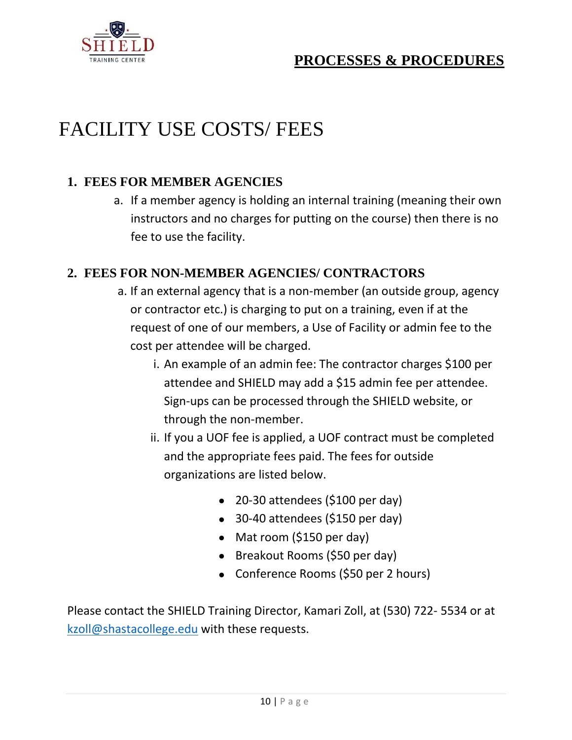# FACILITY USE COSTS/ FEES

## 1. FEES FOR MEMBER AGENCIES

a. If a member agency is holding an internal training (meaning their own instructors and no charges for putting on the course) then there is no fee to use the facility.

## 2. FEES FOR NON-MEMBER AGENCIES/ CONTRACTORS

a. If an external agency that is a non-member (an outside group, agency or contractor etc.) is charging to put on a training, even if at the request of one of our members, a Use of Facility or admin fee to the cost per attendee will be charged.

   i. An example of an admin fee: The contractor charges $100 per attendee and SHIELD may add a $15 admin fee per attendee. Sign-ups can be processed through the SHIELD website, or through the non-member.

   ii. If you a UOF fee is applied, a UOF contract must be completed and the appropriate fees paid. The fees for outside organizations are listed below.

- 20-30 attendees ($100 per day)
- 30-40 attendees ($150 per day)
- Mat room ($150 per day)
- Breakout Rooms ($50 per day)
- Conference Rooms ($50 per 2 hours)

Please contact the SHIELD Training Director, Kamari Zoll, at (530) 722- 5534 or at kzoll@shastacollege.edu with these requests.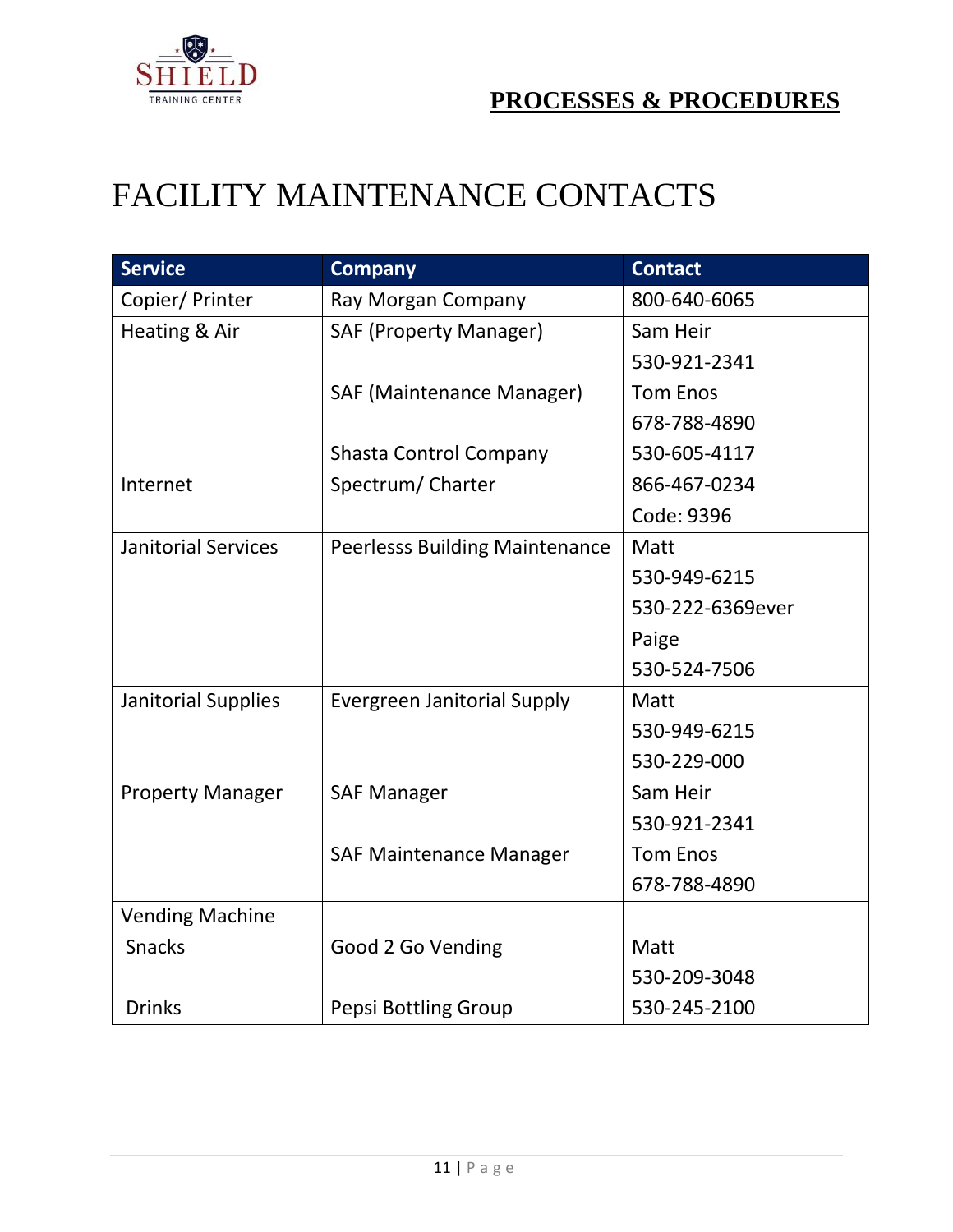# FACILITY MAINTENANCE CONTACTS

| Service | Company | Contact |
| --- | --- | --- |
| Copier/ Printer | Ray Morgan Company | 800-640-6065 |
| Heating & Air | SAF (Property Manager)<br><br>SAF (Maintenance Manager)<br><br>Shasta Control Company | Sam Heir<br>530-921-2341<br>Tom Enos<br>678-788-4890<br>530-605-4117 |
| Internet | Spectrum/ Charter | 866-467-0234<br>Code: 9396 |
| Janitorial Services | Peerlesss Building Maintenance | Matt<br>530-949-6215<br>530-222-6369ever<br>Paige<br>530-524-7506 |
| Janitorial Supplies | Evergreen Janitorial Supply | Matt<br>530-949-6215<br>530-229-000 |
| Property Manager | SAF Manager<br><br>SAF Maintenance Manager | Sam Heir<br>530-921-2341<br>Tom Enos<br>678-788-4890 |
| Vending Machine<br>Snacks<br><br>Drinks | <br>Good 2 Go Vending<br><br>Pepsi Bottling Group | <br>Matt<br>530-209-3048<br>530-245-2100 |